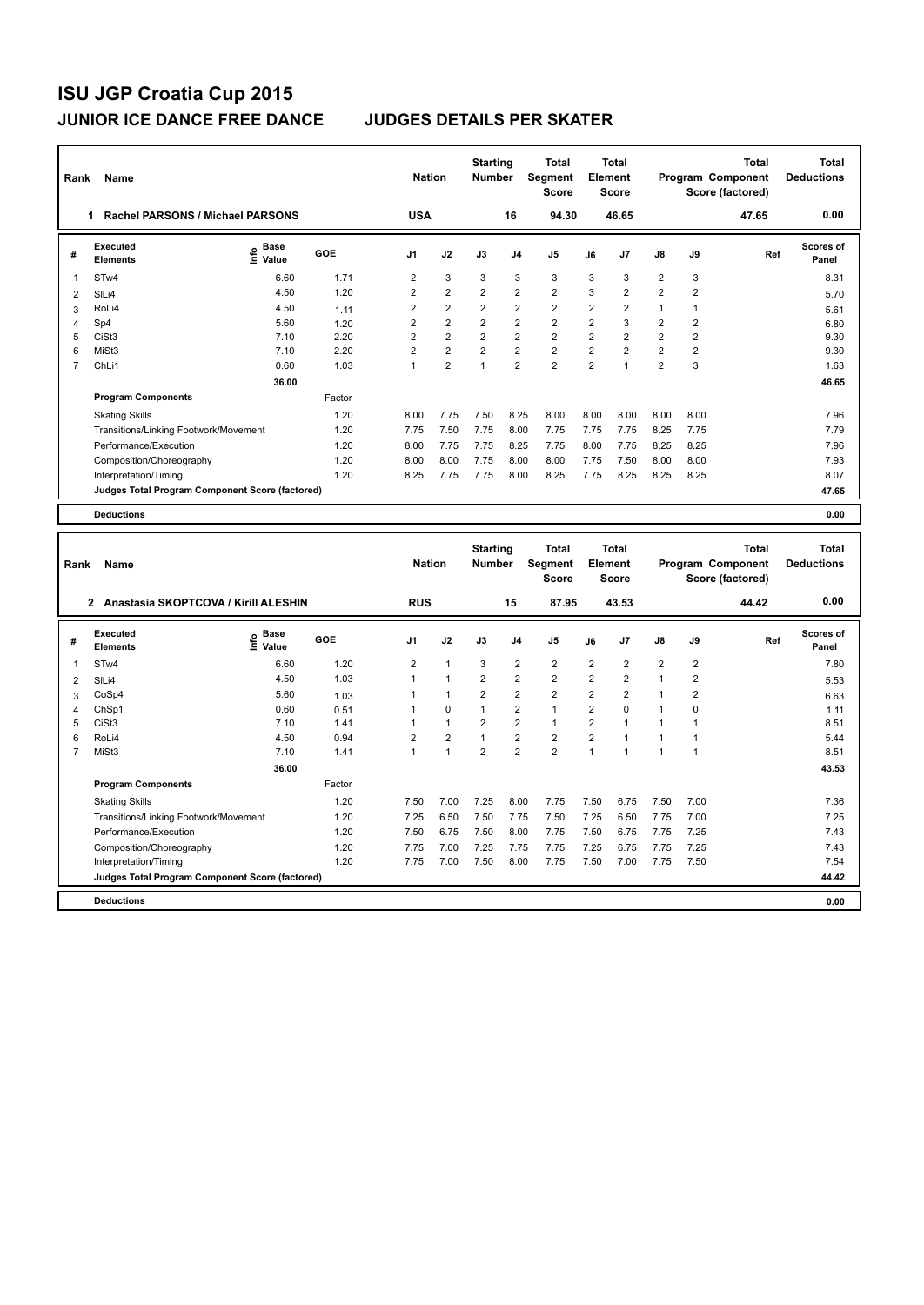# ISU JGP Croatia Cup 2015

## JUNIOR ICE DANCE FREE DANCE     JUDGES DETAILS PER SKATER

| Rank | Name | Nation | Starting Number | Total Segment Score | Total Element Score | Total Program Component Score (factored) | Total Deductions |
|---|---|---|---|---|---|---|---|
| 1 | Rachel PARSONS / Michael PARSONS | USA | 16 | 94.30 | 46.65 | 47.65 | 0.00 |

| # | Executed Elements | Info | Base Value | GOE | J1 | J2 | J3 | J4 | J5 | J6 | J7 | J8 | J9 | Ref | Scores of Panel |
|---|---|---|---|---|---|---|---|---|---|---|---|---|---|---|---|
| 1 | STw4 | | 6.60 | 1.71 | 2 | 3 | 3 | 3 | 3 | 3 | 3 | 2 | 3 | | 8.31 |
| 2 | SlLi4 | | 4.50 | 1.20 | 2 | 2 | 2 | 2 | 2 | 3 | 2 | 2 | 2 | | 5.70 |
| 3 | RoLi4 | | 4.50 | 1.11 | 2 | 2 | 2 | 2 | 2 | 2 | 2 | 1 | 1 | | 5.61 |
| 4 | Sp4 | | 5.60 | 1.20 | 2 | 2 | 2 | 2 | 2 | 2 | 3 | 2 | 2 | | 6.80 |
| 5 | CiSt3 | | 7.10 | 2.20 | 2 | 2 | 2 | 2 | 2 | 2 | 2 | 2 | 2 | | 9.30 |
| 6 | MiSt3 | | 7.10 | 2.20 | 2 | 2 | 2 | 2 | 2 | 2 | 2 | 2 | 2 | | 9.30 |
| 7 | ChLi1 | | 0.60 | 1.03 | 1 | 2 | 1 | 2 | 2 | 2 | 1 | 2 | 3 | | 1.63 |
| | | | 36.00 | | | | | | | | | | | | 46.65 |
| | **Program Components** | | | Factor | | | | | | | | | | | |
| | Skating Skills | | | 1.20 | 8.00 | 7.75 | 7.50 | 8.25 | 8.00 | 8.00 | 8.00 | 8.00 | 8.00 | | 7.96 |
| | Transitions/Linking Footwork/Movement | | | 1.20 | 7.75 | 7.50 | 7.75 | 8.00 | 7.75 | 7.75 | 7.75 | 8.25 | 7.75 | | 7.79 |
| | Performance/Execution | | | 1.20 | 8.00 | 7.75 | 7.75 | 8.25 | 7.75 | 8.00 | 7.75 | 8.25 | 8.25 | | 7.96 |
| | Composition/Choreography | | | 1.20 | 8.00 | 8.00 | 7.75 | 8.00 | 8.00 | 7.75 | 7.50 | 8.00 | 8.00 | | 7.93 |
| | Interpretation/Timing | | | 1.20 | 8.25 | 7.75 | 7.75 | 8.00 | 8.25 | 7.75 | 8.25 | 8.25 | 8.25 | | 8.07 |
| | **Judges Total Program Component Score (factored)** | | | | | | | | | | | | | | 47.65 |
| | **Deductions** | | | | | | | | | | | | | | 0.00 |

| Rank | Name | Nation | Starting Number | Total Segment Score | Total Element Score | Total Program Component Score (factored) | Total Deductions |
|---|---|---|---|---|---|---|---|
| 2 | Anastasia SKOPTCOVA / Kirill ALESHIN | RUS | 15 | 87.95 | 43.53 | 44.42 | 0.00 |

| # | Executed Elements | Info | Base Value | GOE | J1 | J2 | J3 | J4 | J5 | J6 | J7 | J8 | J9 | Ref | Scores of Panel |
|---|---|---|---|---|---|---|---|---|---|---|---|---|---|---|---|
| 1 | STw4 | | 6.60 | 1.20 | 2 | 1 | 3 | 2 | 2 | 2 | 2 | 2 | 2 | | 7.80 |
| 2 | SlLi4 | | 4.50 | 1.03 | 1 | 1 | 2 | 2 | 2 | 2 | 2 | 1 | 2 | | 5.53 |
| 3 | CoSp4 | | 5.60 | 1.03 | 1 | 1 | 2 | 2 | 2 | 2 | 2 | 1 | 2 | | 6.63 |
| 4 | ChSp1 | | 0.60 | 0.51 | 1 | 0 | 1 | 2 | 1 | 2 | 0 | 1 | 0 | | 1.11 |
| 5 | CiSt3 | | 7.10 | 1.41 | 1 | 1 | 2 | 2 | 1 | 2 | 1 | 1 | 1 | | 8.51 |
| 6 | RoLi4 | | 4.50 | 0.94 | 2 | 2 | 1 | 2 | 2 | 2 | 1 | 1 | 1 | | 5.44 |
| 7 | MiSt3 | | 7.10 | 1.41 | 1 | 1 | 2 | 2 | 2 | 1 | 1 | 1 | 1 | | 8.51 |
| | | | 36.00 | | | | | | | | | | | | 43.53 |
| | **Program Components** | | | Factor | | | | | | | | | | | |
| | Skating Skills | | | 1.20 | 7.50 | 7.00 | 7.25 | 8.00 | 7.75 | 7.50 | 6.75 | 7.50 | 7.00 | | 7.36 |
| | Transitions/Linking Footwork/Movement | | | 1.20 | 7.25 | 6.50 | 7.50 | 7.75 | 7.50 | 7.25 | 6.50 | 7.75 | 7.00 | | 7.25 |
| | Performance/Execution | | | 1.20 | 7.50 | 6.75 | 7.50 | 8.00 | 7.75 | 7.50 | 6.75 | 7.75 | 7.25 | | 7.43 |
| | Composition/Choreography | | | 1.20 | 7.75 | 7.00 | 7.25 | 7.75 | 7.75 | 7.25 | 6.75 | 7.75 | 7.25 | | 7.43 |
| | Interpretation/Timing | | | 1.20 | 7.75 | 7.00 | 7.50 | 8.00 | 7.75 | 7.50 | 7.00 | 7.75 | 7.50 | | 7.54 |
| | **Judges Total Program Component Score (factored)** | | | | | | | | | | | | | | 44.42 |
| | **Deductions** | | | | | | | | | | | | | | 0.00 |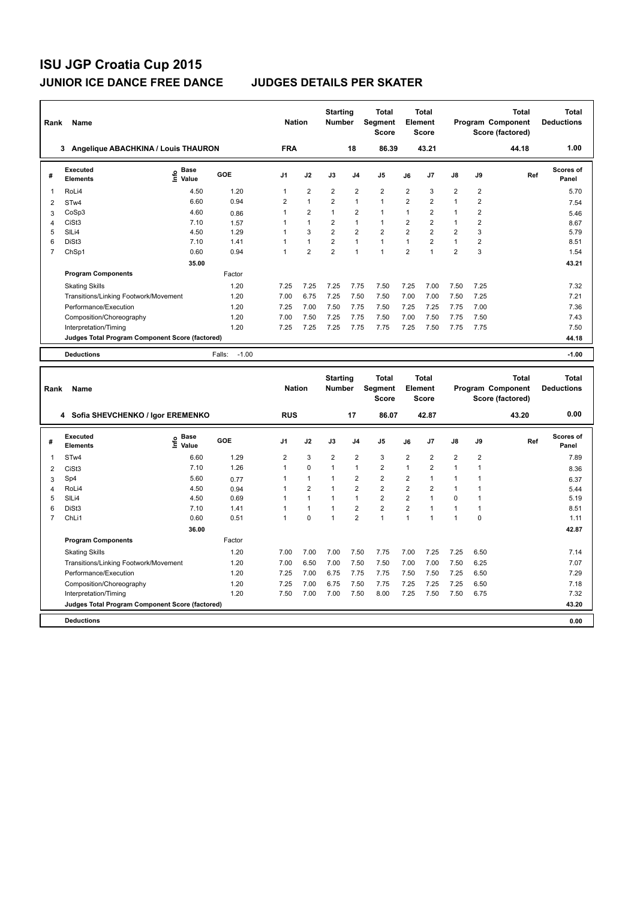# ISU JGP Croatia Cup 2015

## JUNIOR ICE DANCE FREE DANCE    JUDGES DETAILS PER SKATER

| Rank | Name | Nation | Starting Number | Total Segment Score | Total Element Score | Total Program Component Score (factored) | Total Deductions |
|---|---|---|---|---|---|---|---|
| 3 | Angelique ABACHKINA / Louis THAURON | FRA | 18 | 86.39 | 43.21 | 44.18 | 1.00 |

| # | Executed Elements | Info | Base Value | GOE | J1 | J2 | J3 | J4 | J5 | J6 | J7 | J8 | J9 | Ref | Scores of Panel |
|---|---|---|---|---|---|---|---|---|---|---|---|---|---|---|---|
| 1 | RoLi4 | | 4.50 | 1.20 | 1 | 2 | 2 | 2 | 2 | 2 | 3 | 2 | 2 | | 5.70 |
| 2 | STw4 | | 6.60 | 0.94 | 2 | 1 | 2 | 1 | 1 | 2 | 2 | 1 | 2 | | 7.54 |
| 3 | CoSp3 | | 4.60 | 0.86 | 1 | 2 | 1 | 2 | 1 | 1 | 2 | 1 | 2 | | 5.46 |
| 4 | CiSt3 | | 7.10 | 1.57 | 1 | 1 | 2 | 1 | 1 | 2 | 2 | 1 | 2 | | 8.67 |
| 5 | SlLi4 | | 4.50 | 1.29 | 1 | 3 | 2 | 2 | 2 | 2 | 2 | 2 | 3 | | 5.79 |
| 6 | DiSt3 | | 7.10 | 1.41 | 1 | 1 | 2 | 1 | 1 | 1 | 2 | 1 | 2 | | 8.51 |
| 7 | ChSp1 | | 0.60 | 0.94 | 1 | 2 | 2 | 1 | 1 | 2 | 1 | 2 | 3 | | 1.54 |
| | | | 35.00 | | | | | | | | | | | | 43.21 |
| | **Program Components** | | | Factor | | | | | | | | | | | |
| | Skating Skills | | | 1.20 | 7.25 | 7.25 | 7.25 | 7.75 | 7.50 | 7.25 | 7.00 | 7.50 | 7.25 | | 7.32 |
| | Transitions/Linking Footwork/Movement | | | 1.20 | 7.00 | 6.75 | 7.25 | 7.50 | 7.50 | 7.00 | 7.00 | 7.50 | 7.25 | | 7.21 |
| | Performance/Execution | | | 1.20 | 7.25 | 7.00 | 7.50 | 7.75 | 7.50 | 7.25 | 7.25 | 7.75 | 7.00 | | 7.36 |
| | Composition/Choreography | | | 1.20 | 7.00 | 7.50 | 7.25 | 7.75 | 7.50 | 7.00 | 7.50 | 7.75 | 7.50 | | 7.43 |
| | Interpretation/Timing | | | 1.20 | 7.25 | 7.25 | 7.25 | 7.75 | 7.75 | 7.25 | 7.50 | 7.75 | 7.75 | | 7.50 |
| | **Judges Total Program Component Score (factored)** | | | | | | | | | | | | | | 44.18 |
| | **Deductions** | | | Falls: -1.00 | | | | | | | | | | | -1.00 |

| Rank | Name | Nation | Starting Number | Total Segment Score | Total Element Score | Total Program Component Score (factored) | Total Deductions |
|---|---|---|---|---|---|---|---|
| 4 | Sofia SHEVCHENKO / Igor EREMENKO | RUS | 17 | 86.07 | 42.87 | 43.20 | 0.00 |

| # | Executed Elements | Info | Base Value | GOE | J1 | J2 | J3 | J4 | J5 | J6 | J7 | J8 | J9 | Ref | Scores of Panel |
|---|---|---|---|---|---|---|---|---|---|---|---|---|---|---|---|
| 1 | STw4 | | 6.60 | 1.29 | 2 | 3 | 2 | 2 | 3 | 2 | 2 | 2 | 2 | | 7.89 |
| 2 | CiSt3 | | 7.10 | 1.26 | 1 | 0 | 1 | 1 | 2 | 1 | 2 | 1 | 1 | | 8.36 |
| 3 | Sp4 | | 5.60 | 0.77 | 1 | 1 | 1 | 2 | 2 | 2 | 1 | 1 | 1 | | 6.37 |
| 4 | RoLi4 | | 4.50 | 0.94 | 1 | 2 | 1 | 2 | 2 | 2 | 2 | 1 | 1 | | 5.44 |
| 5 | SlLi4 | | 4.50 | 0.69 | 1 | 1 | 1 | 1 | 2 | 2 | 1 | 0 | 1 | | 5.19 |
| 6 | DiSt3 | | 7.10 | 1.41 | 1 | 1 | 1 | 2 | 2 | 2 | 1 | 1 | 1 | | 8.51 |
| 7 | ChLi1 | | 0.60 | 0.51 | 1 | 0 | 1 | 2 | 1 | 1 | 1 | 1 | 0 | | 1.11 |
| | | | 36.00 | | | | | | | | | | | | 42.87 |
| | **Program Components** | | | Factor | | | | | | | | | | | |
| | Skating Skills | | | 1.20 | 7.00 | 7.00 | 7.00 | 7.50 | 7.75 | 7.00 | 7.25 | 7.25 | 6.50 | | 7.14 |
| | Transitions/Linking Footwork/Movement | | | 1.20 | 7.00 | 6.50 | 7.00 | 7.50 | 7.50 | 7.00 | 7.00 | 7.50 | 6.25 | | 7.07 |
| | Performance/Execution | | | 1.20 | 7.25 | 7.00 | 6.75 | 7.75 | 7.75 | 7.50 | 7.50 | 7.25 | 6.50 | | 7.29 |
| | Composition/Choreography | | | 1.20 | 7.25 | 7.00 | 6.75 | 7.50 | 7.75 | 7.25 | 7.25 | 7.25 | 6.50 | | 7.18 |
| | Interpretation/Timing | | | 1.20 | 7.50 | 7.00 | 7.00 | 7.50 | 8.00 | 7.25 | 7.50 | 7.50 | 6.75 | | 7.32 |
| | **Judges Total Program Component Score (factored)** | | | | | | | | | | | | | | 43.20 |
| | **Deductions** | | | | | | | | | | | | | | 0.00 |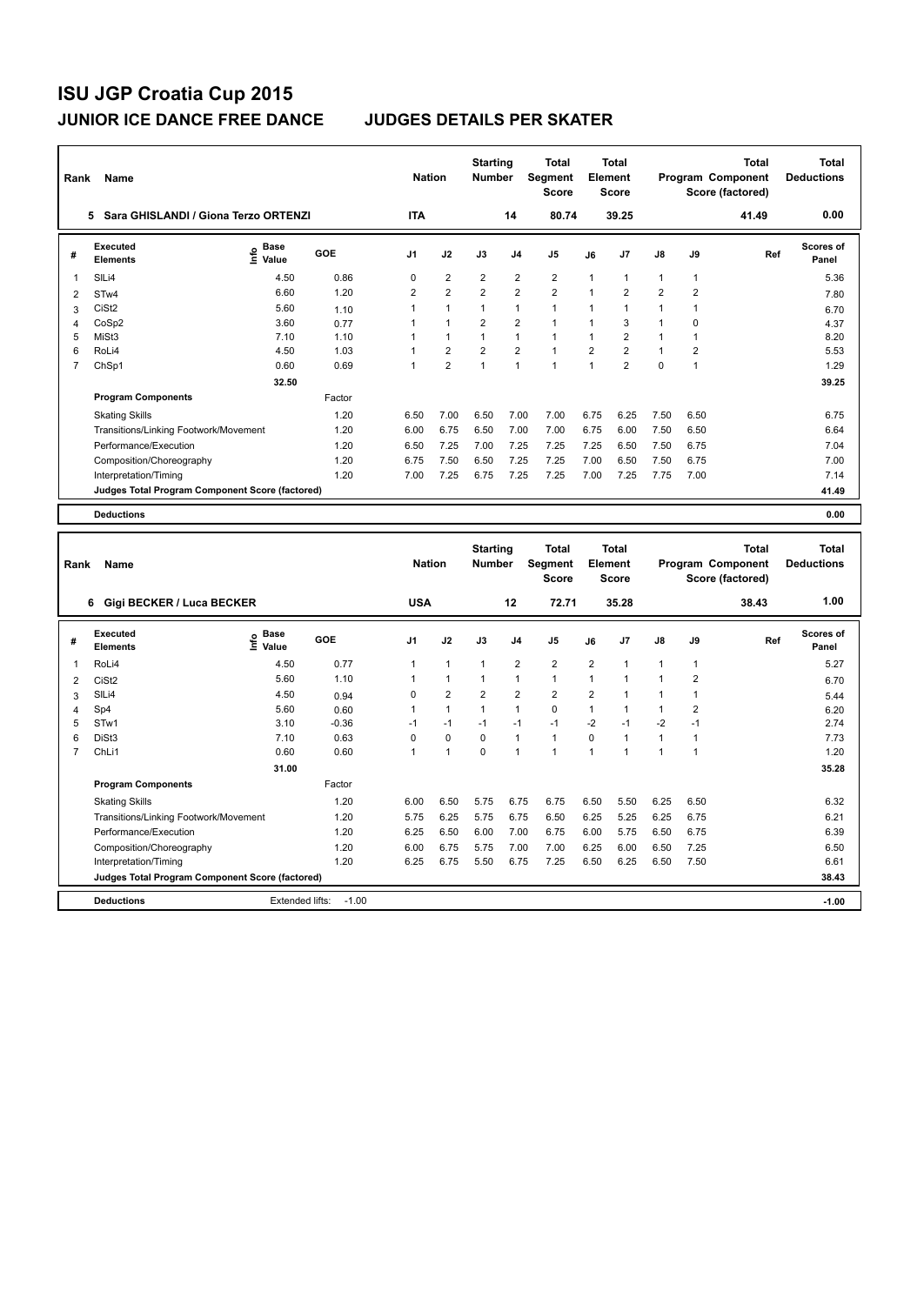# ISU JGP Croatia Cup 2015

## JUNIOR ICE DANCE FREE DANCE — JUDGES DETAILS PER SKATER

| Rank | Name | Nation | Starting Number | Total Segment Score | Total Element Score | Total Program Component Score (factored) | Total Deductions |
|---|---|---|---|---|---|---|---|
| 5 | Sara GHISLANDI / Giona Terzo ORTENZI | ITA | 14 | 80.74 | 39.25 | 41.49 | 0.00 |

| # | Executed Elements | Info | Base Value | GOE | J1 | J2 | J3 | J4 | J5 | J6 | J7 | J8 | J9 | Ref | Scores of Panel |
|---|---|---|---|---|---|---|---|---|---|---|---|---|---|---|---|
| 1 | SlLi4 | | 4.50 | 0.86 | 0 | 2 | 2 | 2 | 2 | 1 | 1 | 1 | 1 | | 5.36 |
| 2 | STw4 | | 6.60 | 1.20 | 2 | 2 | 2 | 2 | 2 | 1 | 2 | 2 | 2 | | 7.80 |
| 3 | CiSt2 | | 5.60 | 1.10 | 1 | 1 | 1 | 1 | 1 | 1 | 1 | 1 | 1 | | 6.70 |
| 4 | CoSp2 | | 3.60 | 0.77 | 1 | 1 | 2 | 2 | 1 | 1 | 3 | 1 | 0 | | 4.37 |
| 5 | MiSt3 | | 7.10 | 1.10 | 1 | 1 | 1 | 1 | 1 | 1 | 2 | 1 | 1 | | 8.20 |
| 6 | RoLi4 | | 4.50 | 1.03 | 1 | 2 | 2 | 2 | 1 | 2 | 2 | 1 | 2 | | 5.53 |
| 7 | ChSp1 | | 0.60 | 0.69 | 1 | 2 | 1 | 1 | 1 | 1 | 2 | 0 | 1 | | 1.29 |
| | | | 32.50 | | | | | | | | | | | | 39.25 |

| Program Components | Factor | J1 | J2 | J3 | J4 | J5 | J6 | J7 | J8 | J9 | Scores of Panel |
|---|---|---|---|---|---|---|---|---|---|---|---|
| Skating Skills | 1.20 | 6.50 | 7.00 | 6.50 | 7.00 | 7.00 | 6.75 | 6.25 | 7.50 | 6.50 | 6.75 |
| Transitions/Linking Footwork/Movement | 1.20 | 6.00 | 6.75 | 6.50 | 7.00 | 7.00 | 6.75 | 6.00 | 7.50 | 6.50 | 6.64 |
| Performance/Execution | 1.20 | 6.50 | 7.25 | 7.00 | 7.25 | 7.25 | 7.25 | 6.50 | 7.50 | 6.75 | 7.04 |
| Composition/Choreography | 1.20 | 6.75 | 7.50 | 6.50 | 7.25 | 7.25 | 7.00 | 6.50 | 7.50 | 6.75 | 7.00 |
| Interpretation/Timing | 1.20 | 7.00 | 7.25 | 6.75 | 7.25 | 7.25 | 7.00 | 7.25 | 7.75 | 7.00 | 7.14 |
| Judges Total Program Component Score (factored) | | | | | | | | | | | 41.49 |

**Deductions** 0.00

| Rank | Name | Nation | Starting Number | Total Segment Score | Total Element Score | Total Program Component Score (factored) | Total Deductions |
|---|---|---|---|---|---|---|---|
| 6 | Gigi BECKER / Luca BECKER | USA | 12 | 72.71 | 35.28 | 38.43 | 1.00 |

| # | Executed Elements | Info | Base Value | GOE | J1 | J2 | J3 | J4 | J5 | J6 | J7 | J8 | J9 | Ref | Scores of Panel |
|---|---|---|---|---|---|---|---|---|---|---|---|---|---|---|---|
| 1 | RoLi4 | | 4.50 | 0.77 | 1 | 1 | 1 | 2 | 2 | 2 | 1 | 1 | 1 | | 5.27 |
| 2 | CiSt2 | | 5.60 | 1.10 | 1 | 1 | 1 | 1 | 1 | 1 | 1 | 1 | 2 | | 6.70 |
| 3 | SlLi4 | | 4.50 | 0.94 | 0 | 2 | 2 | 2 | 2 | 2 | 1 | 1 | 1 | | 5.44 |
| 4 | Sp4 | | 5.60 | 0.60 | 1 | 1 | 1 | 1 | 0 | 1 | 1 | 1 | 2 | | 6.20 |
| 5 | STw1 | | 3.10 | -0.36 | -1 | -1 | -1 | -1 | -1 | -2 | -1 | -2 | -1 | | 2.74 |
| 6 | DiSt3 | | 7.10 | 0.63 | 0 | 0 | 0 | 1 | 1 | 0 | 1 | 1 | 1 | | 7.73 |
| 7 | ChLi1 | | 0.60 | 0.60 | 1 | 1 | 0 | 1 | 1 | 1 | 1 | 1 | 1 | | 1.20 |
| | | | 31.00 | | | | | | | | | | | | 35.28 |

| Program Components | Factor | J1 | J2 | J3 | J4 | J5 | J6 | J7 | J8 | J9 | Scores of Panel |
|---|---|---|---|---|---|---|---|---|---|---|---|
| Skating Skills | 1.20 | 6.00 | 6.50 | 5.75 | 6.75 | 6.75 | 6.50 | 5.50 | 6.25 | 6.50 | 6.32 |
| Transitions/Linking Footwork/Movement | 1.20 | 5.75 | 6.25 | 5.75 | 6.75 | 6.50 | 6.25 | 5.25 | 6.25 | 6.75 | 6.21 |
| Performance/Execution | 1.20 | 6.25 | 6.50 | 6.00 | 7.00 | 6.75 | 6.00 | 5.75 | 6.50 | 6.75 | 6.39 |
| Composition/Choreography | 1.20 | 6.00 | 6.75 | 5.75 | 7.00 | 7.00 | 6.25 | 6.00 | 6.50 | 7.25 | 6.50 |
| Interpretation/Timing | 1.20 | 6.25 | 6.75 | 5.50 | 6.75 | 7.25 | 6.50 | 6.25 | 6.50 | 7.50 | 6.61 |
| Judges Total Program Component Score (factored) | | | | | | | | | | | 38.43 |

**Deductions** Extended lifts: -1.00 — **-1.00**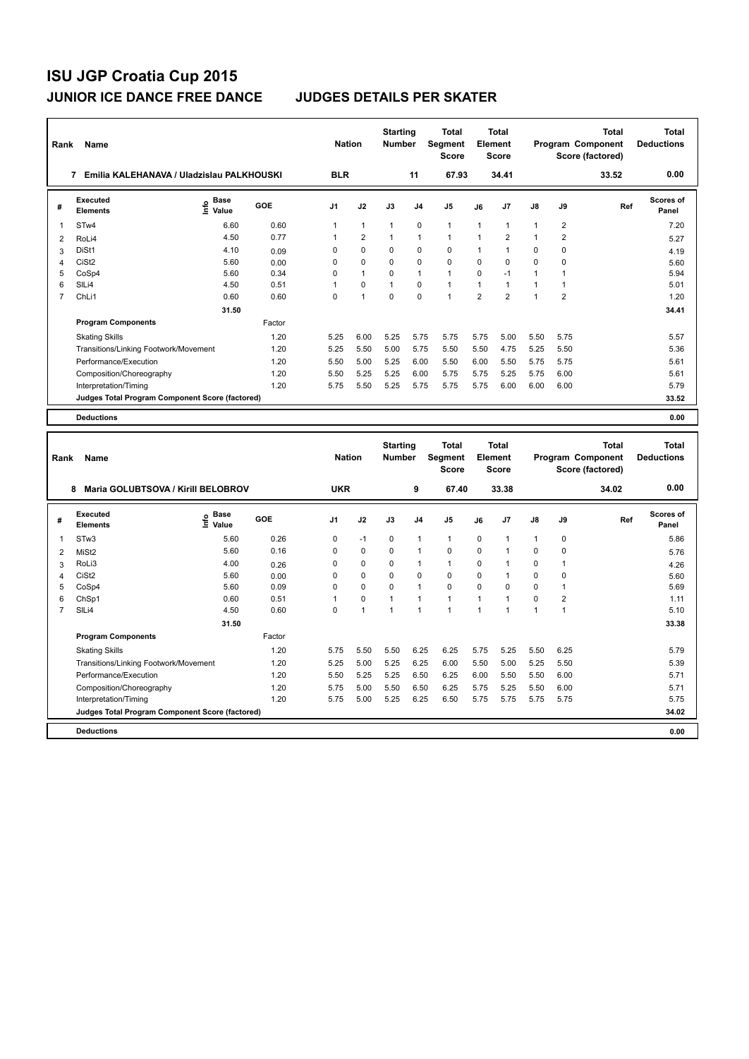# ISU JGP Croatia Cup 2015

## JUNIOR ICE DANCE FREE DANCE — JUDGES DETAILS PER SKATER

| Rank | Name | Nation | Starting Number | Total Segment Score | Total Element Score | Total Program Component Score (factored) | Total Deductions |
|---|---|---|---|---|---|---|---|
| 7 | Emilia KALEHANAVA / Uladzislau PALKHOUSKI | BLR | 11 | 67.93 | 34.41 | 33.52 | 0.00 |

| # | Executed Elements | Info | Base Value | GOE | J1 | J2 | J3 | J4 | J5 | J6 | J7 | J8 | J9 | Ref | Scores of Panel |
|---|---|---|---|---|---|---|---|---|---|---|---|---|---|---|---|
| 1 | STw4 | | 6.60 | 0.60 | 1 | 1 | 1 | 0 | 1 | 1 | 1 | 1 | 2 | | 7.20 |
| 2 | RoLi4 | | 4.50 | 0.77 | 1 | 2 | 1 | 1 | 1 | 1 | 2 | 1 | 2 | | 5.27 |
| 3 | DiSt1 | | 4.10 | 0.09 | 0 | 0 | 0 | 0 | 0 | 1 | 1 | 0 | 0 | | 4.19 |
| 4 | CiSt2 | | 5.60 | 0.00 | 0 | 0 | 0 | 0 | 0 | 0 | 0 | 0 | 0 | | 5.60 |
| 5 | CoSp4 | | 5.60 | 0.34 | 0 | 1 | 0 | 1 | 1 | 0 | -1 | 1 | 1 | | 5.94 |
| 6 | SlLi4 | | 4.50 | 0.51 | 1 | 0 | 1 | 0 | 1 | 1 | 1 | 1 | 1 | | 5.01 |
| 7 | ChLi1 | | 0.60 | 0.60 | 0 | 1 | 0 | 0 | 1 | 2 | 2 | 1 | 2 | | 1.20 |
| | | | 31.50 | | | | | | | | | | | | 34.41 |

| Program Components | Factor | J1 | J2 | J3 | J4 | J5 | J6 | J7 | J8 | J9 | Scores of Panel |
|---|---|---|---|---|---|---|---|---|---|---|---|
| Skating Skills | 1.20 | 5.25 | 6.00 | 5.25 | 5.75 | 5.75 | 5.75 | 5.00 | 5.50 | 5.75 | 5.57 |
| Transitions/Linking Footwork/Movement | 1.20 | 5.25 | 5.50 | 5.00 | 5.75 | 5.50 | 5.50 | 4.75 | 5.25 | 5.50 | 5.36 |
| Performance/Execution | 1.20 | 5.50 | 5.00 | 5.25 | 6.00 | 5.50 | 6.00 | 5.50 | 5.75 | 5.75 | 5.61 |
| Composition/Choreography | 1.20 | 5.50 | 5.25 | 5.25 | 6.00 | 5.75 | 5.75 | 5.25 | 5.75 | 6.00 | 5.61 |
| Interpretation/Timing | 1.20 | 5.75 | 5.50 | 5.25 | 5.75 | 5.75 | 5.75 | 6.00 | 6.00 | 6.00 | 5.79 |
| Judges Total Program Component Score (factored) | | | | | | | | | | | 33.52 |
| Deductions | | | | | | | | | | | 0.00 |

| Rank | Name | Nation | Starting Number | Total Segment Score | Total Element Score | Total Program Component Score (factored) | Total Deductions |
|---|---|---|---|---|---|---|---|
| 8 | Maria GOLUBTSOVA / Kirill BELOBROV | UKR | 9 | 67.40 | 33.38 | 34.02 | 0.00 |

| # | Executed Elements | Info | Base Value | GOE | J1 | J2 | J3 | J4 | J5 | J6 | J7 | J8 | J9 | Ref | Scores of Panel |
|---|---|---|---|---|---|---|---|---|---|---|---|---|---|---|---|
| 1 | STw3 | | 5.60 | 0.26 | 0 | -1 | 0 | 1 | 1 | 0 | 1 | 1 | 0 | | 5.86 |
| 2 | MiSt2 | | 5.60 | 0.16 | 0 | 0 | 0 | 1 | 0 | 0 | 1 | 0 | 0 | | 5.76 |
| 3 | RoLi3 | | 4.00 | 0.26 | 0 | 0 | 0 | 1 | 1 | 0 | 1 | 0 | 1 | | 4.26 |
| 4 | CiSt2 | | 5.60 | 0.00 | 0 | 0 | 0 | 0 | 0 | 0 | 0 | 0 | 0 | | 5.60 |
| 5 | CoSp4 | | 5.60 | 0.09 | 0 | 0 | 0 | 1 | 0 | 0 | 0 | 0 | 1 | | 5.69 |
| 6 | ChSp1 | | 0.60 | 0.51 | 1 | 0 | 1 | 1 | 1 | 1 | 1 | 0 | 2 | | 1.11 |
| 7 | SlLi4 | | 4.50 | 0.60 | 0 | 1 | 1 | 1 | 1 | 1 | 1 | 1 | 1 | | 5.10 |
| | | | 31.50 | | | | | | | | | | | | 33.38 |

| Program Components | Factor | J1 | J2 | J3 | J4 | J5 | J6 | J7 | J8 | J9 | Scores of Panel |
|---|---|---|---|---|---|---|---|---|---|---|---|
| Skating Skills | 1.20 | 5.75 | 5.50 | 5.50 | 6.25 | 6.25 | 5.75 | 5.25 | 5.50 | 6.25 | 5.79 |
| Transitions/Linking Footwork/Movement | 1.20 | 5.25 | 5.00 | 5.25 | 6.25 | 6.00 | 5.50 | 5.00 | 5.25 | 5.50 | 5.39 |
| Performance/Execution | 1.20 | 5.50 | 5.25 | 5.25 | 6.50 | 6.25 | 6.00 | 5.50 | 5.50 | 6.00 | 5.71 |
| Composition/Choreography | 1.20 | 5.75 | 5.00 | 5.50 | 6.50 | 6.25 | 5.75 | 5.25 | 5.50 | 6.00 | 5.71 |
| Interpretation/Timing | 1.20 | 5.75 | 5.00 | 5.25 | 6.25 | 6.50 | 5.75 | 5.75 | 5.75 | 5.75 | 5.75 |
| Judges Total Program Component Score (factored) | | | | | | | | | | | 34.02 |
| Deductions | | | | | | | | | | | 0.00 |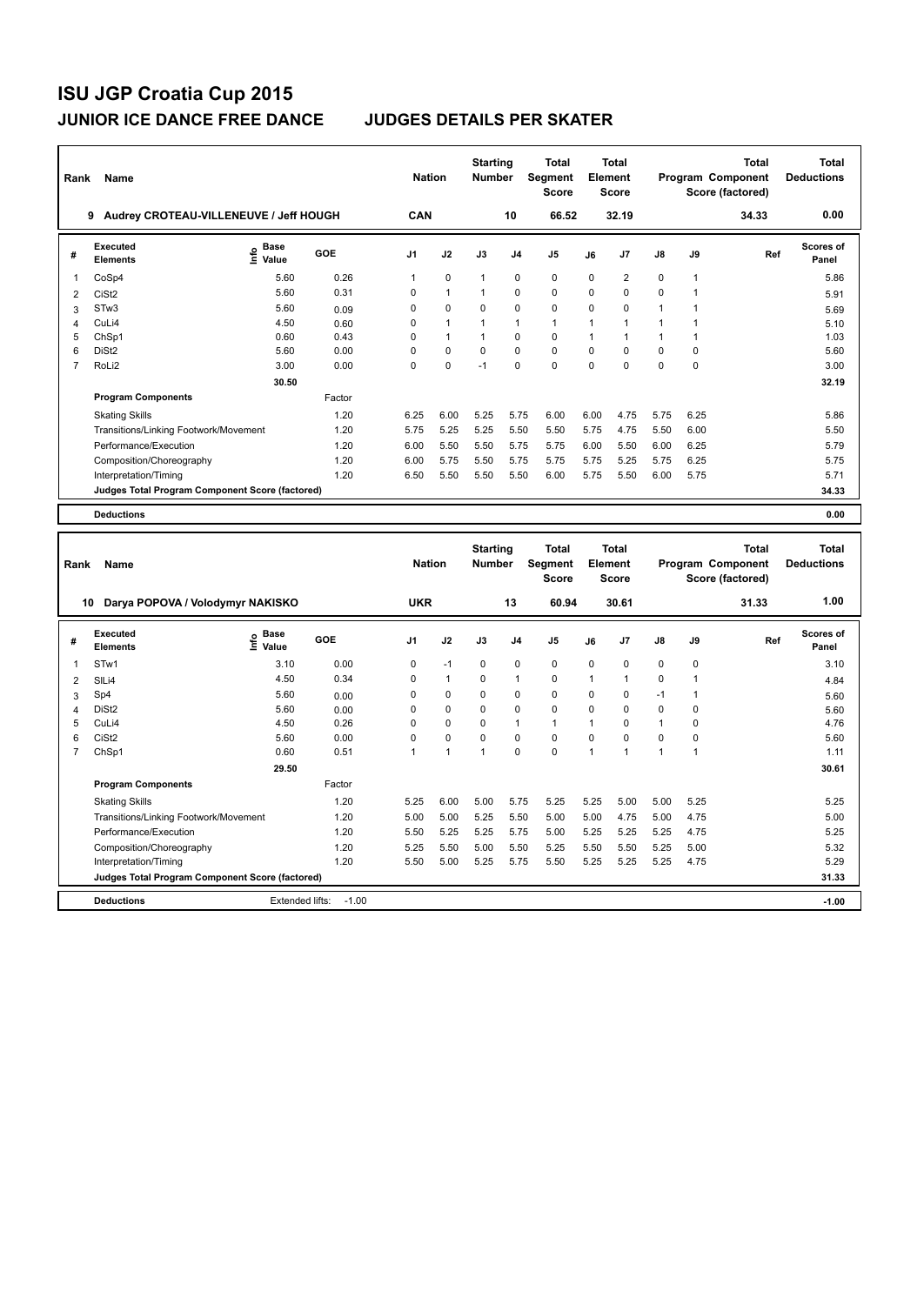# ISU JGP Croatia Cup 2015

## JUNIOR ICE DANCE FREE DANCE JUDGES DETAILS PER SKATER

| Rank | Name | Nation | Starting Number | Total Segment Score | Total Element Score | Total Program Component Score (factored) | Total Deductions |
|---|---|---|---|---|---|---|---|
| 9 | Audrey CROTEAU-VILLENEUVE / Jeff HOUGH | CAN | 10 | 66.52 | 32.19 | 34.33 | 0.00 |

| # | Executed Elements | Info | Base Value | GOE | J1 | J2 | J3 | J4 | J5 | J6 | J7 | J8 | J9 | Ref | Scores of Panel |
|---|---|---|---|---|---|---|---|---|---|---|---|---|---|---|---|
| 1 | CoSp4 | | 5.60 | 0.26 | 1 | 0 | 1 | 0 | 0 | 0 | 2 | 0 | 1 | | 5.86 |
| 2 | CiSt2 | | 5.60 | 0.31 | 0 | 1 | 1 | 0 | 0 | 0 | 0 | 0 | 1 | | 5.91 |
| 3 | STw3 | | 5.60 | 0.09 | 0 | 0 | 0 | 0 | 0 | 0 | 0 | 1 | 1 | | 5.69 |
| 4 | CuLi4 | | 4.50 | 0.60 | 0 | 1 | 1 | 1 | 1 | 1 | 1 | 1 | 1 | | 5.10 |
| 5 | ChSp1 | | 0.60 | 0.43 | 0 | 1 | 1 | 0 | 0 | 1 | 1 | 1 | 1 | | 1.03 |
| 6 | DiSt2 | | 5.60 | 0.00 | 0 | 0 | 0 | 0 | 0 | 0 | 0 | 0 | 0 | | 5.60 |
| 7 | RoLi2 | | 3.00 | 0.00 | 0 | 0 | -1 | 0 | 0 | 0 | 0 | 0 | 0 | | 3.00 |
| | | | 30.50 | | | | | | | | | | | | 32.19 |

| Program Components | Factor | J1 | J2 | J3 | J4 | J5 | J6 | J7 | J8 | J9 | Scores of Panel |
|---|---|---|---|---|---|---|---|---|---|---|---|
| Skating Skills | 1.20 | 6.25 | 6.00 | 5.25 | 5.75 | 6.00 | 6.00 | 4.75 | 5.75 | 6.25 | 5.86 |
| Transitions/Linking Footwork/Movement | 1.20 | 5.75 | 5.25 | 5.25 | 5.50 | 5.50 | 5.75 | 4.75 | 5.50 | 6.00 | 5.50 |
| Performance/Execution | 1.20 | 6.00 | 5.50 | 5.50 | 5.75 | 5.75 | 6.00 | 5.50 | 6.00 | 6.25 | 5.79 |
| Composition/Choreography | 1.20 | 6.00 | 5.75 | 5.50 | 5.75 | 5.75 | 5.75 | 5.25 | 5.75 | 6.25 | 5.75 |
| Interpretation/Timing | 1.20 | 6.50 | 5.50 | 5.50 | 5.50 | 6.00 | 5.75 | 5.50 | 6.00 | 5.75 | 5.71 |
| Judges Total Program Component Score (factored) | | | | | | | | | | | 34.33 |

| Deductions | | 0.00 |
|---|---|---|

| Rank | Name | Nation | Starting Number | Total Segment Score | Total Element Score | Total Program Component Score (factored) | Total Deductions |
|---|---|---|---|---|---|---|---|
| 10 | Darya POPOVA / Volodymyr NAKISKO | UKR | 13 | 60.94 | 30.61 | 31.33 | 1.00 |

| # | Executed Elements | Info | Base Value | GOE | J1 | J2 | J3 | J4 | J5 | J6 | J7 | J8 | J9 | Ref | Scores of Panel |
|---|---|---|---|---|---|---|---|---|---|---|---|---|---|---|---|
| 1 | STw1 | | 3.10 | 0.00 | 0 | -1 | 0 | 0 | 0 | 0 | 0 | 0 | 0 | | 3.10 |
| 2 | SlLi4 | | 4.50 | 0.34 | 0 | 1 | 0 | 1 | 0 | 1 | 1 | 0 | 1 | | 4.84 |
| 3 | Sp4 | | 5.60 | 0.00 | 0 | 0 | 0 | 0 | 0 | 0 | 0 | -1 | 1 | | 5.60 |
| 4 | DiSt2 | | 5.60 | 0.00 | 0 | 0 | 0 | 0 | 0 | 0 | 0 | 0 | 0 | | 5.60 |
| 5 | CuLi4 | | 4.50 | 0.26 | 0 | 0 | 0 | 1 | 1 | 1 | 0 | 1 | 0 | | 4.76 |
| 6 | CiSt2 | | 5.60 | 0.00 | 0 | 0 | 0 | 0 | 0 | 0 | 0 | 0 | 0 | | 5.60 |
| 7 | ChSp1 | | 0.60 | 0.51 | 1 | 1 | 1 | 0 | 0 | 1 | 1 | 1 | 1 | | 1.11 |
| | | | 29.50 | | | | | | | | | | | | 30.61 |

| Program Components | Factor | J1 | J2 | J3 | J4 | J5 | J6 | J7 | J8 | J9 | Scores of Panel |
|---|---|---|---|---|---|---|---|---|---|---|---|
| Skating Skills | 1.20 | 5.25 | 6.00 | 5.00 | 5.75 | 5.25 | 5.25 | 5.00 | 5.00 | 5.25 | 5.25 |
| Transitions/Linking Footwork/Movement | 1.20 | 5.00 | 5.00 | 5.25 | 5.50 | 5.00 | 5.00 | 4.75 | 5.00 | 4.75 | 5.00 |
| Performance/Execution | 1.20 | 5.50 | 5.25 | 5.25 | 5.75 | 5.00 | 5.25 | 5.25 | 5.25 | 4.75 | 5.25 |
| Composition/Choreography | 1.20 | 5.25 | 5.50 | 5.00 | 5.50 | 5.25 | 5.50 | 5.50 | 5.25 | 5.00 | 5.32 |
| Interpretation/Timing | 1.20 | 5.50 | 5.00 | 5.25 | 5.75 | 5.50 | 5.25 | 5.25 | 5.25 | 4.75 | 5.29 |
| Judges Total Program Component Score (factored) | | | | | | | | | | | 31.33 |

| Deductions | Extended lifts: | -1.00 | -1.00 |
|---|---|---|---|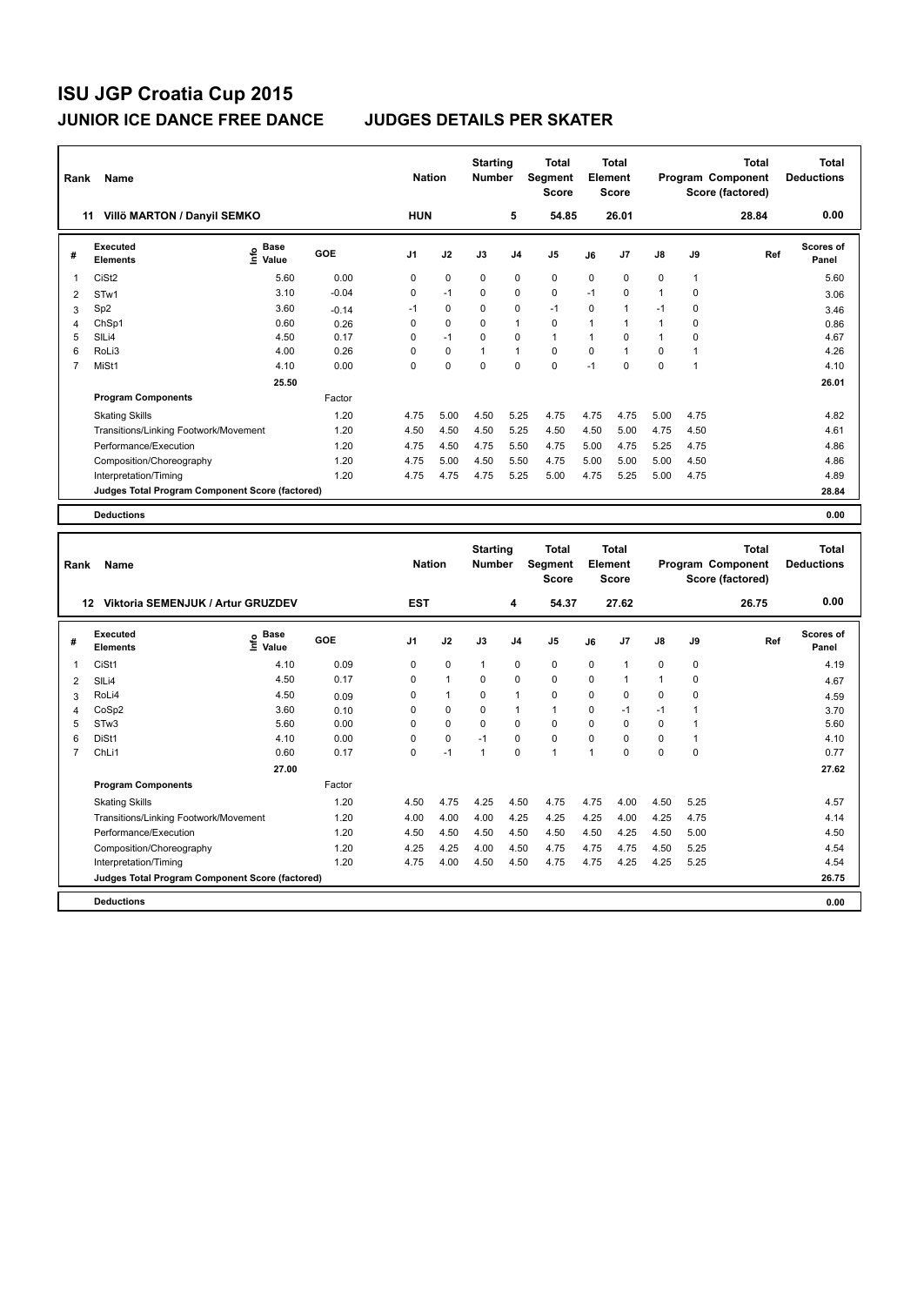# ISU JGP Croatia Cup 2015

## JUNIOR ICE DANCE FREE DANCE — JUDGES DETAILS PER SKATER

| Rank | Name | Nation | Starting Number | Total Segment Score | Total Element Score | Total Program Component Score (factored) | Total Deductions |
|---|---|---|---|---|---|---|---|
| 11 | Villö MARTON / Danyil SEMKO | HUN | 5 | 54.85 | 26.01 | 28.84 | 0.00 |

| # | Executed Elements | Info | Base Value | GOE | J1 | J2 | J3 | J4 | J5 | J6 | J7 | J8 | J9 | Ref | Scores of Panel |
|---|---|---|---|---|---|---|---|---|---|---|---|---|---|---|---|
| 1 | CiSt2 | | 5.60 | 0.00 | 0 | 0 | 0 | 0 | 0 | 0 | 0 | 0 | 1 | | 5.60 |
| 2 | STw1 | | 3.10 | -0.04 | 0 | -1 | 0 | 0 | 0 | -1 | 0 | 1 | 0 | | 3.06 |
| 3 | Sp2 | | 3.60 | -0.14 | -1 | 0 | 0 | 0 | -1 | 0 | 1 | -1 | 0 | | 3.46 |
| 4 | ChSp1 | | 0.60 | 0.26 | 0 | 0 | 0 | 1 | 0 | 1 | 1 | 1 | 0 | | 0.86 |
| 5 | SlLi4 | | 4.50 | 0.17 | 0 | -1 | 0 | 0 | 1 | 1 | 0 | 1 | 0 | | 4.67 |
| 6 | RoLi3 | | 4.00 | 0.26 | 0 | 0 | 1 | 1 | 0 | 0 | 1 | 0 | 1 | | 4.26 |
| 7 | MiSt1 | | 4.10 | 0.00 | 0 | 0 | 0 | 0 | 0 | -1 | 0 | 0 | 1 | | 4.10 |
| | | | 25.50 | | | | | | | | | | | | 26.01 |

| Program Components | Factor | J1 | J2 | J3 | J4 | J5 | J6 | J7 | J8 | J9 | Scores of Panel |
|---|---|---|---|---|---|---|---|---|---|---|---|
| Skating Skills | 1.20 | 4.75 | 5.00 | 4.50 | 5.25 | 4.75 | 4.75 | 4.75 | 5.00 | 4.75 | 4.82 |
| Transitions/Linking Footwork/Movement | 1.20 | 4.50 | 4.50 | 4.50 | 5.25 | 4.50 | 4.50 | 5.00 | 4.75 | 4.50 | 4.61 |
| Performance/Execution | 1.20 | 4.75 | 4.50 | 4.75 | 5.50 | 4.75 | 5.00 | 4.75 | 5.25 | 4.75 | 4.86 |
| Composition/Choreography | 1.20 | 4.75 | 5.00 | 4.50 | 5.50 | 4.75 | 5.00 | 5.00 | 5.00 | 4.50 | 4.86 |
| Interpretation/Timing | 1.20 | 4.75 | 4.75 | 4.75 | 5.25 | 5.00 | 4.75 | 5.25 | 5.00 | 4.75 | 4.89 |
| Judges Total Program Component Score (factored) | | | | | | | | | | | 28.84 |
| Deductions | | | | | | | | | | | 0.00 |

| Rank | Name | Nation | Starting Number | Total Segment Score | Total Element Score | Total Program Component Score (factored) | Total Deductions |
|---|---|---|---|---|---|---|---|
| 12 | Viktoria SEMENJUK / Artur GRUZDEV | EST | 4 | 54.37 | 27.62 | 26.75 | 0.00 |

| # | Executed Elements | Info | Base Value | GOE | J1 | J2 | J3 | J4 | J5 | J6 | J7 | J8 | J9 | Ref | Scores of Panel |
|---|---|---|---|---|---|---|---|---|---|---|---|---|---|---|---|
| 1 | CiSt1 | | 4.10 | 0.09 | 0 | 0 | 1 | 0 | 0 | 0 | 1 | 0 | 0 | | 4.19 |
| 2 | SlLi4 | | 4.50 | 0.17 | 0 | 1 | 0 | 0 | 0 | 0 | 1 | 1 | 0 | | 4.67 |
| 3 | RoLi4 | | 4.50 | 0.09 | 0 | 1 | 0 | 1 | 0 | 0 | 0 | 0 | 0 | | 4.59 |
| 4 | CoSp2 | | 3.60 | 0.10 | 0 | 0 | 0 | 1 | 1 | 0 | -1 | -1 | 1 | | 3.70 |
| 5 | STw3 | | 5.60 | 0.00 | 0 | 0 | 0 | 0 | 0 | 0 | 0 | 0 | 1 | | 5.60 |
| 6 | DiSt1 | | 4.10 | 0.00 | 0 | 0 | -1 | 0 | 0 | 0 | 0 | 0 | 1 | | 4.10 |
| 7 | ChLi1 | | 0.60 | 0.17 | 0 | -1 | 1 | 0 | 1 | 1 | 0 | 0 | 0 | | 0.77 |
| | | | 27.00 | | | | | | | | | | | | 27.62 |

| Program Components | Factor | J1 | J2 | J3 | J4 | J5 | J6 | J7 | J8 | J9 | Scores of Panel |
|---|---|---|---|---|---|---|---|---|---|---|---|
| Skating Skills | 1.20 | 4.50 | 4.75 | 4.25 | 4.50 | 4.75 | 4.75 | 4.00 | 4.50 | 5.25 | 4.57 |
| Transitions/Linking Footwork/Movement | 1.20 | 4.00 | 4.00 | 4.00 | 4.25 | 4.25 | 4.25 | 4.00 | 4.25 | 4.75 | 4.14 |
| Performance/Execution | 1.20 | 4.50 | 4.50 | 4.50 | 4.50 | 4.50 | 4.50 | 4.25 | 4.50 | 5.00 | 4.50 |
| Composition/Choreography | 1.20 | 4.25 | 4.25 | 4.00 | 4.50 | 4.75 | 4.75 | 4.75 | 4.50 | 5.25 | 4.54 |
| Interpretation/Timing | 1.20 | 4.75 | 4.00 | 4.50 | 4.50 | 4.75 | 4.75 | 4.25 | 4.25 | 5.25 | 4.54 |
| Judges Total Program Component Score (factored) | | | | | | | | | | | 26.75 |
| Deductions | | | | | | | | | | | 0.00 |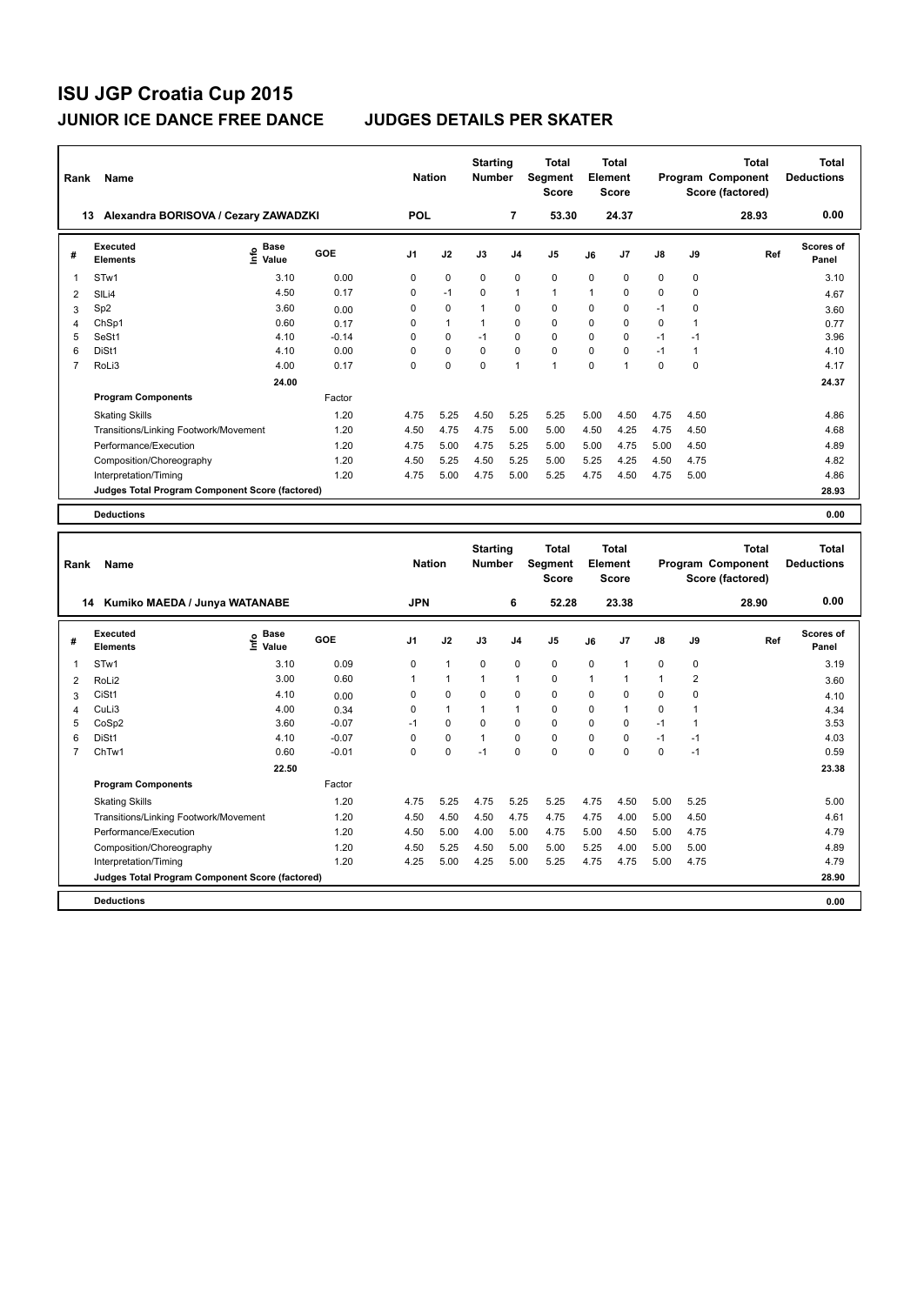# ISU JGP Croatia Cup 2015

## JUNIOR ICE DANCE FREE DANCE — JUDGES DETAILS PER SKATER

| Rank | Name | Nation | Starting Number | Total Segment Score | Total Element Score | Total Program Component Score (factored) | Total Deductions |
|---|---|---|---|---|---|---|---|
| 13 | Alexandra BORISOVA / Cezary ZAWADZKI | POL | 7 | 53.30 | 24.37 | 28.93 | 0.00 |

| # | Executed Elements | Info | Base Value | GOE | J1 | J2 | J3 | J4 | J5 | J6 | J7 | J8 | J9 | Ref | Scores of Panel |
|---|---|---|---|---|---|---|---|---|---|---|---|---|---|---|---|
| 1 | STw1 | | 3.10 | 0.00 | 0 | 0 | 0 | 0 | 0 | 0 | 0 | 0 | 0 | | 3.10 |
| 2 | SlLi4 | | 4.50 | 0.17 | 0 | -1 | 0 | 1 | 1 | 1 | 0 | 0 | 0 | | 4.67 |
| 3 | Sp2 | | 3.60 | 0.00 | 0 | 0 | 1 | 0 | 0 | 0 | 0 | -1 | 0 | | 3.60 |
| 4 | ChSp1 | | 0.60 | 0.17 | 0 | 1 | 1 | 0 | 0 | 0 | 0 | 0 | 1 | | 0.77 |
| 5 | SeSt1 | | 4.10 | -0.14 | 0 | 0 | -1 | 0 | 0 | 0 | 0 | -1 | -1 | | 3.96 |
| 6 | DiSt1 | | 4.10 | 0.00 | 0 | 0 | 0 | 0 | 0 | 0 | 0 | -1 | 1 | | 4.10 |
| 7 | RoLi3 | | 4.00 | 0.17 | 0 | 0 | 0 | 1 | 1 | 0 | 1 | 0 | 0 | | 4.17 |
| | | | 24.00 | | | | | | | | | | | | 24.37 |

| Program Components | Factor | J1 | J2 | J3 | J4 | J5 | J6 | J7 | J8 | J9 | Scores of Panel |
|---|---|---|---|---|---|---|---|---|---|---|---|
| Skating Skills | 1.20 | 4.75 | 5.25 | 4.50 | 5.25 | 5.25 | 5.00 | 4.50 | 4.75 | 4.50 | 4.86 |
| Transitions/Linking Footwork/Movement | 1.20 | 4.50 | 4.75 | 4.75 | 5.00 | 5.00 | 4.50 | 4.25 | 4.75 | 4.50 | 4.68 |
| Performance/Execution | 1.20 | 4.75 | 5.00 | 4.75 | 5.25 | 5.00 | 5.00 | 4.75 | 5.00 | 4.50 | 4.89 |
| Composition/Choreography | 1.20 | 4.50 | 5.25 | 4.50 | 5.25 | 5.00 | 5.25 | 4.25 | 4.50 | 4.75 | 4.82 |
| Interpretation/Timing | 1.20 | 4.75 | 5.00 | 4.75 | 5.00 | 5.25 | 4.75 | 4.50 | 4.75 | 5.00 | 4.86 |
| Judges Total Program Component Score (factored) | | | | | | | | | | | 28.93 |

| Deductions | 0.00 |
|---|---|

| Rank | Name | Nation | Starting Number | Total Segment Score | Total Element Score | Total Program Component Score (factored) | Total Deductions |
|---|---|---|---|---|---|---|---|
| 14 | Kumiko MAEDA / Junya WATANABE | JPN | 6 | 52.28 | 23.38 | 28.90 | 0.00 |

| # | Executed Elements | Info | Base Value | GOE | J1 | J2 | J3 | J4 | J5 | J6 | J7 | J8 | J9 | Ref | Scores of Panel |
|---|---|---|---|---|---|---|---|---|---|---|---|---|---|---|---|
| 1 | STw1 | | 3.10 | 0.09 | 0 | 1 | 0 | 0 | 0 | 0 | 1 | 0 | 0 | | 3.19 |
| 2 | RoLi2 | | 3.00 | 0.60 | 1 | 1 | 1 | 1 | 0 | 1 | 1 | 1 | 2 | | 3.60 |
| 3 | CiSt1 | | 4.10 | 0.00 | 0 | 0 | 0 | 0 | 0 | 0 | 0 | 0 | 0 | | 4.10 |
| 4 | CuLi3 | | 4.00 | 0.34 | 0 | 1 | 1 | 1 | 0 | 0 | 1 | 0 | 1 | | 4.34 |
| 5 | CoSp2 | | 3.60 | -0.07 | -1 | 0 | 0 | 0 | 0 | 0 | 0 | -1 | 1 | | 3.53 |
| 6 | DiSt1 | | 4.10 | -0.07 | 0 | 0 | 1 | 0 | 0 | 0 | 0 | -1 | -1 | | 4.03 |
| 7 | ChTw1 | | 0.60 | -0.01 | 0 | 0 | -1 | 0 | 0 | 0 | 0 | 0 | -1 | | 0.59 |
| | | | 22.50 | | | | | | | | | | | | 23.38 |

| Program Components | Factor | J1 | J2 | J3 | J4 | J5 | J6 | J7 | J8 | J9 | Scores of Panel |
|---|---|---|---|---|---|---|---|---|---|---|---|
| Skating Skills | 1.20 | 4.75 | 5.25 | 4.75 | 5.25 | 5.25 | 4.75 | 4.50 | 5.00 | 5.25 | 5.00 |
| Transitions/Linking Footwork/Movement | 1.20 | 4.50 | 4.50 | 4.50 | 4.75 | 4.75 | 4.75 | 4.00 | 5.00 | 4.50 | 4.61 |
| Performance/Execution | 1.20 | 4.50 | 5.00 | 4.00 | 5.00 | 4.75 | 5.00 | 4.50 | 5.00 | 4.75 | 4.79 |
| Composition/Choreography | 1.20 | 4.50 | 5.25 | 4.50 | 5.00 | 5.00 | 5.25 | 4.00 | 5.00 | 5.00 | 4.89 |
| Interpretation/Timing | 1.20 | 4.25 | 5.00 | 4.25 | 5.00 | 5.25 | 4.75 | 4.75 | 5.00 | 4.75 | 4.79 |
| Judges Total Program Component Score (factored) | | | | | | | | | | | 28.90 |

| Deductions | 0.00 |
|---|---|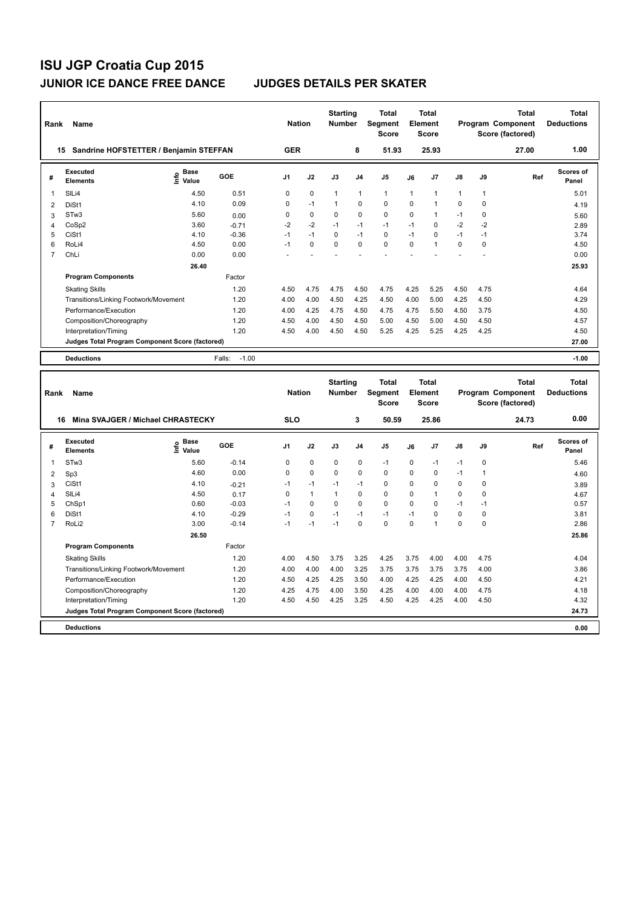# ISU JGP Croatia Cup 2015

## JUNIOR ICE DANCE FREE DANCE JUDGES DETAILS PER SKATER

| Rank | Name | Nation | Starting Number | Total Segment Score | Total Element Score | Total Program Component Score (factored) | Total Deductions |
|---|---|---|---|---|---|---|---|
| 15 | Sandrine HOFSTETTER / Benjamin STEFFAN | GER | 8 | 51.93 | 25.93 | 27.00 | 1.00 |

| # | Executed Elements | Info | Base Value | GOE | J1 | J2 | J3 | J4 | J5 | J6 | J7 | J8 | J9 | Ref | Scores of Panel |
|---|---|---|---|---|---|---|---|---|---|---|---|---|---|---|---|
| 1 | SlLi4 | | 4.50 | 0.51 | 0 | 0 | 1 | 1 | 1 | 1 | 1 | 1 | 1 | | 5.01 |
| 2 | DiSt1 | | 4.10 | 0.09 | 0 | -1 | 1 | 0 | 0 | 0 | 1 | 0 | 0 | | 4.19 |
| 3 | STw3 | | 5.60 | 0.00 | 0 | 0 | 0 | 0 | 0 | 0 | 1 | -1 | 0 | | 5.60 |
| 4 | CoSp2 | | 3.60 | -0.71 | -2 | -2 | -1 | -1 | -1 | -1 | 0 | -2 | -2 | | 2.89 |
| 5 | CiSt1 | | 4.10 | -0.36 | -1 | -1 | 0 | -1 | 0 | -1 | 0 | -1 | -1 | | 3.74 |
| 6 | RoLi4 | | 4.50 | 0.00 | -1 | 0 | 0 | 0 | 0 | 0 | 1 | 0 | 0 | | 4.50 |
| 7 | ChLi | | 0.00 | 0.00 | - | - | - | - | - | - | - | - | - | | 0.00 |
| | | | 26.40 | | | | | | | | | | | | 25.93 |
| | **Program Components** | | | Factor | | | | | | | | | | | |
| | Skating Skills | | | 1.20 | 4.50 | 4.75 | 4.75 | 4.50 | 4.75 | 4.25 | 5.25 | 4.50 | 4.75 | | 4.64 |
| | Transitions/Linking Footwork/Movement | | | 1.20 | 4.00 | 4.00 | 4.50 | 4.25 | 4.50 | 4.00 | 5.00 | 4.25 | 4.50 | | 4.29 |
| | Performance/Execution | | | 1.20 | 4.00 | 4.25 | 4.75 | 4.50 | 4.75 | 4.75 | 5.50 | 4.50 | 3.75 | | 4.50 |
| | Composition/Choreography | | | 1.20 | 4.50 | 4.00 | 4.50 | 4.50 | 5.00 | 4.50 | 5.00 | 4.50 | 4.50 | | 4.57 |
| | Interpretation/Timing | | | 1.20 | 4.50 | 4.00 | 4.50 | 4.50 | 5.25 | 4.25 | 5.25 | 4.25 | 4.25 | | 4.50 |
| | Judges Total Program Component Score (factored) | | | | | | | | | | | | | | 27.00 |
| | **Deductions** | | | Falls: -1.00 | | | | | | | | | | | -1.00 |

| Rank | Name | Nation | Starting Number | Total Segment Score | Total Element Score | Total Program Component Score (factored) | Total Deductions |
|---|---|---|---|---|---|---|---|
| 16 | Mina SVAJGER / Michael CHRASTECKY | SLO | 3 | 50.59 | 25.86 | 24.73 | 0.00 |

| # | Executed Elements | Info | Base Value | GOE | J1 | J2 | J3 | J4 | J5 | J6 | J7 | J8 | J9 | Ref | Scores of Panel |
|---|---|---|---|---|---|---|---|---|---|---|---|---|---|---|---|
| 1 | STw3 | | 5.60 | -0.14 | 0 | 0 | 0 | 0 | -1 | 0 | -1 | -1 | 0 | | 5.46 |
| 2 | Sp3 | | 4.60 | 0.00 | 0 | 0 | 0 | 0 | 0 | 0 | 0 | -1 | 1 | | 4.60 |
| 3 | CiSt1 | | 4.10 | -0.21 | -1 | -1 | -1 | -1 | 0 | 0 | 0 | 0 | 0 | | 3.89 |
| 4 | SlLi4 | | 4.50 | 0.17 | 0 | 1 | 1 | 0 | 0 | 0 | 1 | 0 | 0 | | 4.67 |
| 5 | ChSp1 | | 0.60 | -0.03 | -1 | 0 | 0 | 0 | 0 | 0 | 0 | -1 | -1 | | 0.57 |
| 6 | DiSt1 | | 4.10 | -0.29 | -1 | 0 | -1 | -1 | -1 | -1 | 0 | 0 | 0 | | 3.81 |
| 7 | RoLi2 | | 3.00 | -0.14 | -1 | -1 | -1 | 0 | 0 | 0 | 1 | 0 | 0 | | 2.86 |
| | | | 26.50 | | | | | | | | | | | | 25.86 |
| | **Program Components** | | | Factor | | | | | | | | | | | |
| | Skating Skills | | | 1.20 | 4.00 | 4.50 | 3.75 | 3.25 | 4.25 | 3.75 | 4.00 | 4.00 | 4.75 | | 4.04 |
| | Transitions/Linking Footwork/Movement | | | 1.20 | 4.00 | 4.00 | 4.00 | 3.25 | 3.75 | 3.75 | 3.75 | 3.75 | 4.00 | | 3.86 |
| | Performance/Execution | | | 1.20 | 4.50 | 4.25 | 4.25 | 3.50 | 4.00 | 4.25 | 4.25 | 4.00 | 4.50 | | 4.21 |
| | Composition/Choreography | | | 1.20 | 4.25 | 4.75 | 4.00 | 3.50 | 4.25 | 4.00 | 4.00 | 4.00 | 4.75 | | 4.18 |
| | Interpretation/Timing | | | 1.20 | 4.50 | 4.50 | 4.25 | 3.25 | 4.50 | 4.25 | 4.25 | 4.00 | 4.50 | | 4.32 |
| | Judges Total Program Component Score (factored) | | | | | | | | | | | | | | 24.73 |
| | **Deductions** | | | | | | | | | | | | | | 0.00 |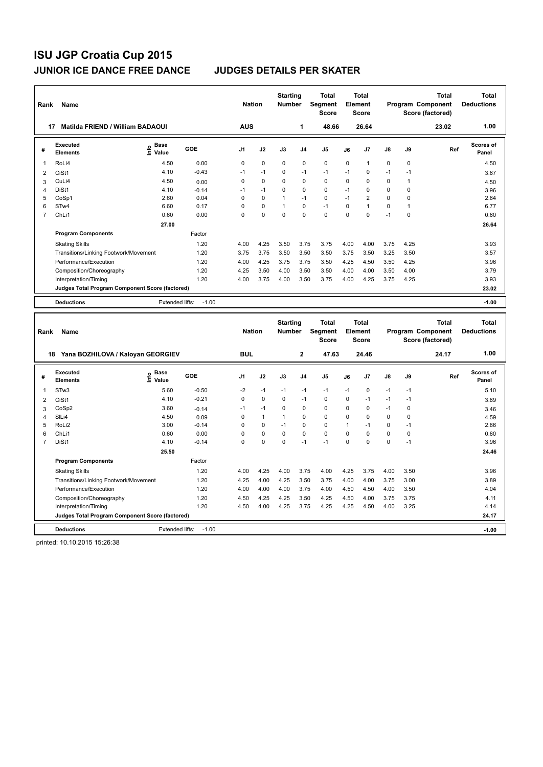# ISU JGP Croatia Cup 2015

## JUNIOR ICE DANCE FREE DANCE — JUDGES DETAILS PER SKATER

| Rank | Name | Nation | Starting Number | Total Segment Score | Total Element Score | Total Program Component Score (factored) | Total Deductions |
|---|---|---|---|---|---|---|---|
| 17 | Matilda FRIEND / William BADAOUI | AUS | 1 | 48.66 | 26.64 | 23.02 | 1.00 |

| # | Executed Elements | Info | Base Value | GOE | J1 | J2 | J3 | J4 | J5 | J6 | J7 | J8 | J9 | Ref | Scores of Panel |
|---|---|---|---|---|---|---|---|---|---|---|---|---|---|---|---|
| 1 | RoLi4 | | 4.50 | 0.00 | 0 | 0 | 0 | 0 | 0 | 0 | 1 | 0 | 0 | | 4.50 |
| 2 | CiSt1 | | 4.10 | -0.43 | -1 | -1 | 0 | -1 | -1 | -1 | 0 | -1 | -1 | | 3.67 |
| 3 | CuLi4 | | 4.50 | 0.00 | 0 | 0 | 0 | 0 | 0 | 0 | 0 | 0 | 1 | | 4.50 |
| 4 | DiSt1 | | 4.10 | -0.14 | -1 | -1 | 0 | 0 | 0 | -1 | 0 | 0 | 0 | | 3.96 |
| 5 | CoSp1 | | 2.60 | 0.04 | 0 | 0 | 1 | -1 | 0 | -1 | 2 | 0 | 0 | | 2.64 |
| 6 | STw4 | | 6.60 | 0.17 | 0 | 0 | 1 | 0 | -1 | 0 | 1 | 0 | 1 | | 6.77 |
| 7 | ChLi1 | | 0.60 | 0.00 | 0 | 0 | 0 | 0 | 0 | 0 | 0 | -1 | 0 | | 0.60 |
| | | | 27.00 | | | | | | | | | | | | 26.64 |

| Program Components | Factor | J1 | J2 | J3 | J4 | J5 | J6 | J7 | J8 | J9 | Scores of Panel |
|---|---|---|---|---|---|---|---|---|---|---|---|
| Skating Skills | 1.20 | 4.00 | 4.25 | 3.50 | 3.75 | 3.75 | 4.00 | 4.00 | 3.75 | 4.25 | 3.93 |
| Transitions/Linking Footwork/Movement | 1.20 | 3.75 | 3.75 | 3.50 | 3.50 | 3.50 | 3.75 | 3.50 | 3.25 | 3.50 | 3.57 |
| Performance/Execution | 1.20 | 4.00 | 4.25 | 3.75 | 3.75 | 3.50 | 4.25 | 4.50 | 3.50 | 4.25 | 3.96 |
| Composition/Choreography | 1.20 | 4.25 | 3.50 | 4.00 | 3.50 | 3.50 | 4.00 | 4.00 | 3.50 | 4.00 | 3.79 |
| Interpretation/Timing | 1.20 | 4.00 | 3.75 | 4.00 | 3.50 | 3.75 | 4.00 | 4.25 | 3.75 | 4.25 | 3.93 |
| Judges Total Program Component Score (factored) | | | | | | | | | | | 23.02 |

Deductions: Extended lifts: -1.00 — **-1.00**

| Rank | Name | Nation | Starting Number | Total Segment Score | Total Element Score | Total Program Component Score (factored) | Total Deductions |
|---|---|---|---|---|---|---|---|
| 18 | Yana BOZHILOVA / Kaloyan GEORGIEV | BUL | 2 | 47.63 | 24.46 | 24.17 | 1.00 |

| # | Executed Elements | Info | Base Value | GOE | J1 | J2 | J3 | J4 | J5 | J6 | J7 | J8 | J9 | Ref | Scores of Panel |
|---|---|---|---|---|---|---|---|---|---|---|---|---|---|---|---|
| 1 | STw3 | | 5.60 | -0.50 | -2 | -1 | -1 | -1 | -1 | -1 | 0 | -1 | -1 | | 5.10 |
| 2 | CiSt1 | | 4.10 | -0.21 | 0 | 0 | 0 | -1 | 0 | 0 | -1 | -1 | -1 | | 3.89 |
| 3 | CoSp2 | | 3.60 | -0.14 | -1 | -1 | 0 | 0 | 0 | 0 | 0 | -1 | 0 | | 3.46 |
| 4 | SlLi4 | | 4.50 | 0.09 | 0 | 1 | 1 | 0 | 0 | 0 | 0 | 0 | 0 | | 4.59 |
| 5 | RoLi2 | | 3.00 | -0.14 | 0 | 0 | -1 | 0 | 0 | 1 | -1 | 0 | -1 | | 2.86 |
| 6 | ChLi1 | | 0.60 | 0.00 | 0 | 0 | 0 | 0 | 0 | 0 | 0 | 0 | 0 | | 0.60 |
| 7 | DiSt1 | | 4.10 | -0.14 | 0 | 0 | 0 | -1 | -1 | 0 | 0 | 0 | -1 | | 3.96 |
| | | | 25.50 | | | | | | | | | | | | 24.46 |

| Program Components | Factor | J1 | J2 | J3 | J4 | J5 | J6 | J7 | J8 | J9 | Scores of Panel |
|---|---|---|---|---|---|---|---|---|---|---|---|
| Skating Skills | 1.20 | 4.00 | 4.25 | 4.00 | 3.75 | 4.00 | 4.25 | 3.75 | 4.00 | 3.50 | 3.96 |
| Transitions/Linking Footwork/Movement | 1.20 | 4.25 | 4.00 | 4.25 | 3.50 | 3.75 | 4.00 | 4.00 | 3.75 | 3.00 | 3.89 |
| Performance/Execution | 1.20 | 4.00 | 4.00 | 4.00 | 3.75 | 4.00 | 4.50 | 4.50 | 4.00 | 3.50 | 4.04 |
| Composition/Choreography | 1.20 | 4.50 | 4.25 | 4.25 | 3.50 | 4.25 | 4.50 | 4.00 | 3.75 | 3.75 | 4.11 |
| Interpretation/Timing | 1.20 | 4.50 | 4.00 | 4.25 | 3.75 | 4.25 | 4.25 | 4.50 | 4.00 | 3.25 | 4.14 |
| Judges Total Program Component Score (factored) | | | | | | | | | | | 24.17 |

Deductions: Extended lifts: -1.00 — **-1.00**

printed: 10.10.2015 15:26:38